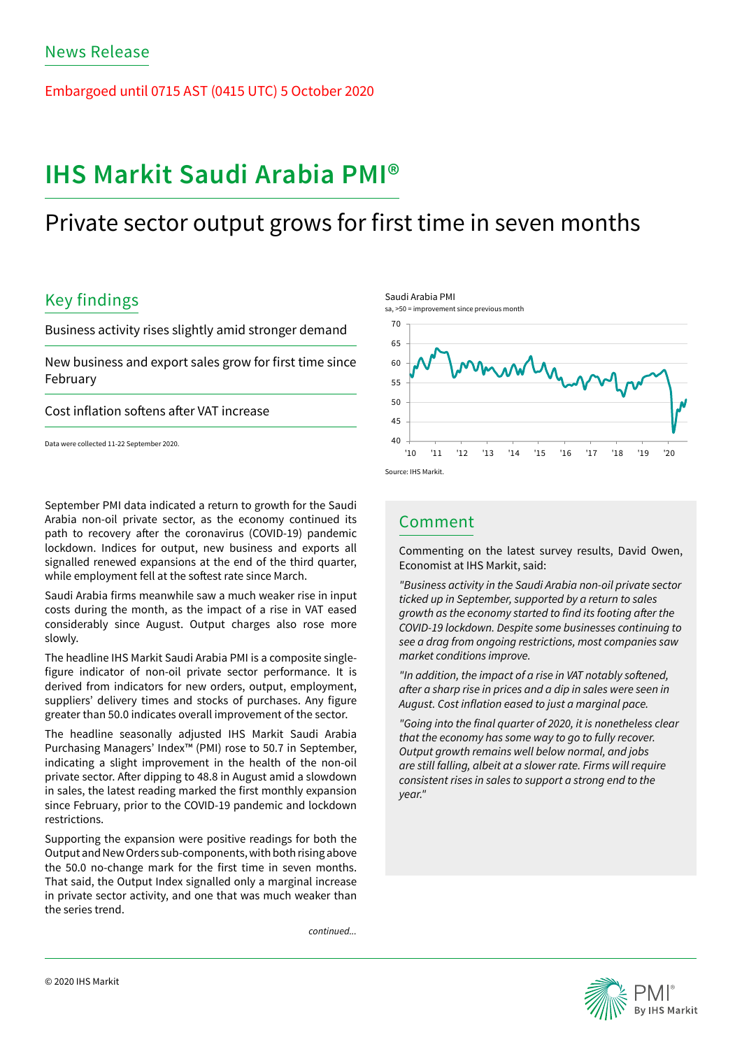News Release

Embargoed until 0715 AST (0415 UTC) 5 October 2020

# IHS Markit Saudi Arabia PMI®

## Private sector output grows for first time in seven months

### Key findings

Business activity rises slightly amid stronger demand

New business and export sales grow for first time since February

Cost inflation softens after VAT increase

Data were collected 11-22 September 2020.

Saudi Arabia PMI

sa, >50 = improvement since previous month

Source: IHS Markit.

September PMI data indicated a return to growth for the Saudi Arabia non-oil private sector, as the economy continued its path to recovery after the coronavirus (COVID-19) pandemic lockdown. Indices for output, new business and exports all signalled renewed expansions at the end of the third quarter, while employment fell at the softest rate since March.

Saudi Arabia firms meanwhile saw a much weaker rise in input costs during the month, as the impact of a rise in VAT eased considerably since August. Output charges also rose more slowly.

The headline IHS Markit Saudi Arabia PMI is a composite single-figure indicator of non-oil private sector performance. It is derived from indicators for new orders, output, employment, suppliers' delivery times and stocks of purchases. Any figure greater than 50.0 indicates overall improvement of the sector.

The headline seasonally adjusted IHS Markit Saudi Arabia Purchasing Managers' Index™ (PMI) rose to 50.7 in September, indicating a slight improvement in the health of the non-oil private sector. After dipping to 48.8 in August amid a slowdown in sales, the latest reading marked the first monthly expansion since February, prior to the COVID-19 pandemic and lockdown restrictions.

Supporting the expansion were positive readings for both the Output and New Orders sub-components, with both rising above the 50.0 no-change mark for the first time in seven months. That said, the Output Index signalled only a marginal increase in private sector activity, and one that was much weaker than the series trend.

*continued...*

### Comment

Commenting on the latest survey results, David Owen, Economist at IHS Markit, said:

*"Business activity in the Saudi Arabia non-oil private sector ticked up in September, supported by a return to sales growth as the economy started to find its footing after the COVID-19 lockdown. Despite some businesses continuing to see a drag from ongoing restrictions, most companies saw market conditions improve.*

*"In addition, the impact of a rise in VAT notably softened, after a sharp rise in prices and a dip in sales were seen in August. Cost inflation eased to just a marginal pace.*

*"Going into the final quarter of 2020, it is nonetheless clear that the economy has some way to go to fully recover. Output growth remains well below normal, and jobs are still falling, albeit at a slower rate. Firms will require consistent rises in sales to support a strong end to the year."*

© 2020 IHS Markit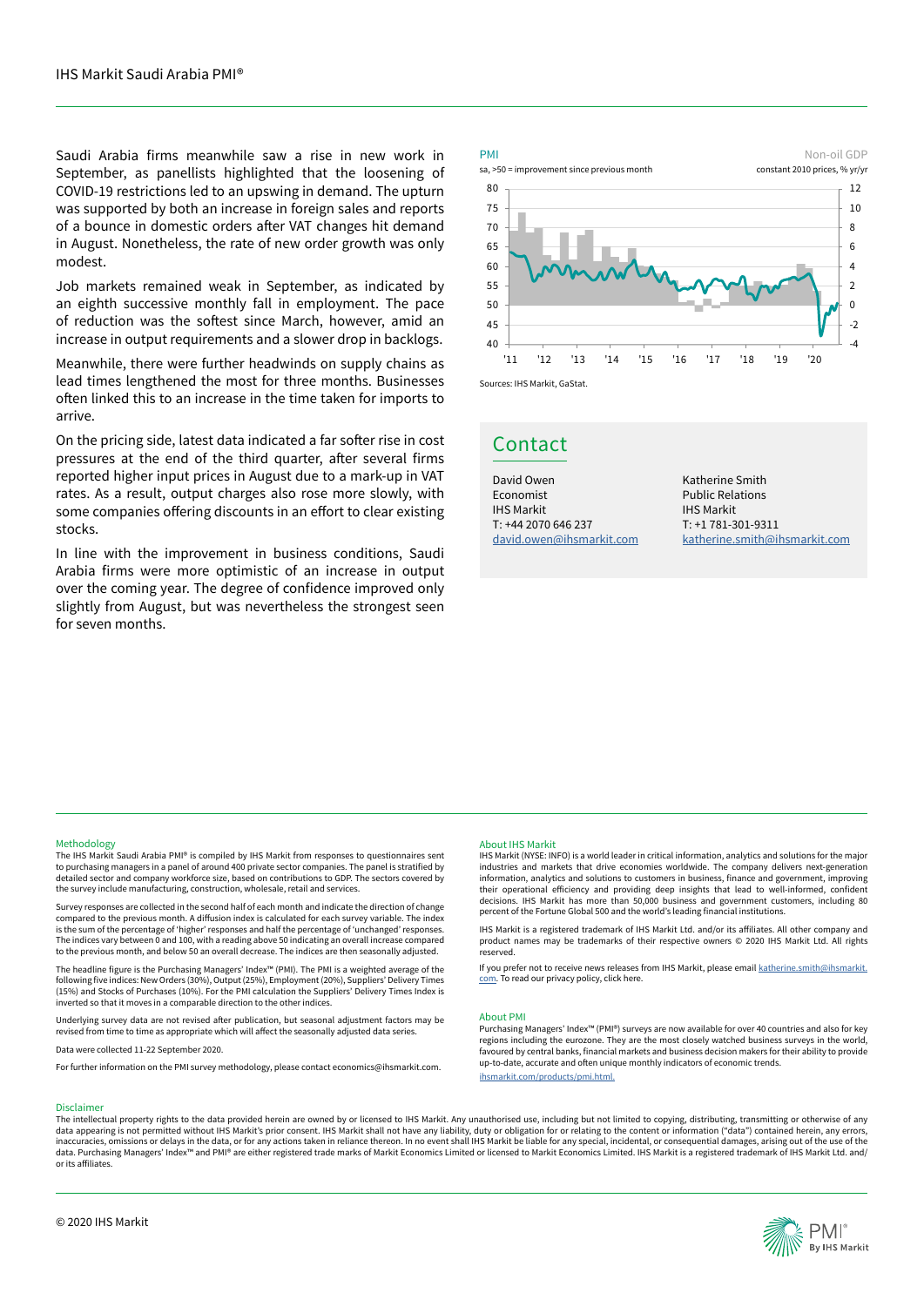Saudi Arabia firms meanwhile saw a rise in new work in September, as panellists highlighted that the loosening of COVID-19 restrictions led to an upswing in demand. The upturn was supported by both an increase in foreign sales and reports of a bounce in domestic orders after VAT changes hit demand in August. Nonetheless, the rate of new order growth was only modest.

Job markets remained weak in September, as indicated by an eighth successive monthly fall in employment. The pace of reduction was the softest since March, however, amid an increase in output requirements and a slower drop in backlogs.

Meanwhile, there were further headwinds on supply chains as lead times lengthened the most for three months. Businesses often linked this to an increase in the time taken for imports to arrive.

On the pricing side, latest data indicated a far softer rise in cost pressures at the end of the third quarter, after several firms reported higher input prices in August due to a mark-up in VAT rates. As a result, output charges also rose more slowly, with some companies offering discounts in an effort to clear existing stocks.

In line with the improvement in business conditions, Saudi Arabia firms were more optimistic of an increase in output over the coming year. The degree of confidence improved only slightly from August, but was nevertheless the strongest seen for seven months.

PMI
sa, >50 = improvement since previous month

Non-oil GDP
constant 2010 prices, % yr/yr

80
75
70
65
60
55
50
45
40

12
10
8
6
4
2
0
-2
-4

'11 '12 '13 '14 '15 '16 '17 '18 '19 '20

Sources: IHS Markit, GaStat.

## Contact

David Owen
Economist
IHS Markit
T: +44 2070 646 237
david.owen@ihsmarkit.com

Katherine Smith
Public Relations
IHS Markit
T: +1 781-301-9311
katherine.smith@ihsmarkit.com

### Methodology

The IHS Markit Saudi Arabia PMI® is compiled by IHS Markit from responses to questionnaires sent to purchasing managers in a panel of around 400 private sector companies. The panel is stratified by detailed sector and company workforce size, based on contributions to GDP. The sectors covered by the survey include manufacturing, construction, wholesale, retail and services.

Survey responses are collected in the second half of each month and indicate the direction of change compared to the previous month. A diffusion index is calculated for each survey variable. The index is the sum of the percentage of 'higher' responses and half the percentage of 'unchanged' responses. The indices vary between 0 and 100, with a reading above 50 indicating an overall increase compared to the previous month, and below 50 an overall decrease. The indices are then seasonally adjusted.

The headline figure is the Purchasing Managers' Index™ (PMI). The PMI is a weighted average of the following five indices: New Orders (30%), Output (25%), Employment (20%), Suppliers' Delivery Times (15%) and Stocks of Purchases (10%). For the PMI calculation the Suppliers' Delivery Times Index is inverted so that it moves in a comparable direction to the other indices.

Underlying survey data are not revised after publication, but seasonal adjustment factors may be revised from time to time as appropriate which will affect the seasonally adjusted data series.

Data were collected 11-22 September 2020.

For further information on the PMI survey methodology, please contact economics@ihsmarkit.com.

### About IHS Markit

IHS Markit (NYSE: INFO) is a world leader in critical information, analytics and solutions for the major industries and markets that drive economies worldwide. The company delivers next-generation information, analytics and solutions to customers in business, finance and government, improving their operational efficiency and providing deep insights that lead to well-informed, confident decisions. IHS Markit has more than 50,000 business and government customers, including 80 percent of the Fortune Global 500 and the world's leading financial institutions.

IHS Markit is a registered trademark of IHS Markit Ltd. and/or its affiliates. All other company and product names may be trademarks of their respective owners © 2020 IHS Markit Ltd. All rights reserved.

If you prefer not to receive news releases from IHS Markit, please email katherine.smith@ihsmarkit.com. To read our privacy policy, click here.

### About PMI

Purchasing Managers' Index™ (PMI®) surveys are now available for over 40 countries and also for key regions including the eurozone. They are the most closely watched business surveys in the world, favoured by central banks, financial markets and business decision makers for their ability to provide up-to-date, accurate and often unique monthly indicators of economic trends.
ihsmarkit.com/products/pmi.html.

### Disclaimer

The intellectual property rights to the data provided herein are owned by or licensed to IHS Markit. Any unauthorised use, including but not limited to copying, distributing, transmitting or otherwise of any data appearing is not permitted without IHS Markit's prior consent. IHS Markit shall not have any liability, duty or obligation for or relating to the content or information ("data") contained herein, any errors, inaccuracies, omissions or delays in the data, or for any actions taken in reliance thereon. In no event shall IHS Markit be liable for any special, incidental, or consequential damages, arising out of the use of the data. Purchasing Managers' Index™ and PMI® are either registered trade marks of Markit Economics Limited or licensed to Markit Economics Limited. IHS Markit is a registered trademark of IHS Markit Ltd. and/or its affiliates.

© 2020 IHS Markit